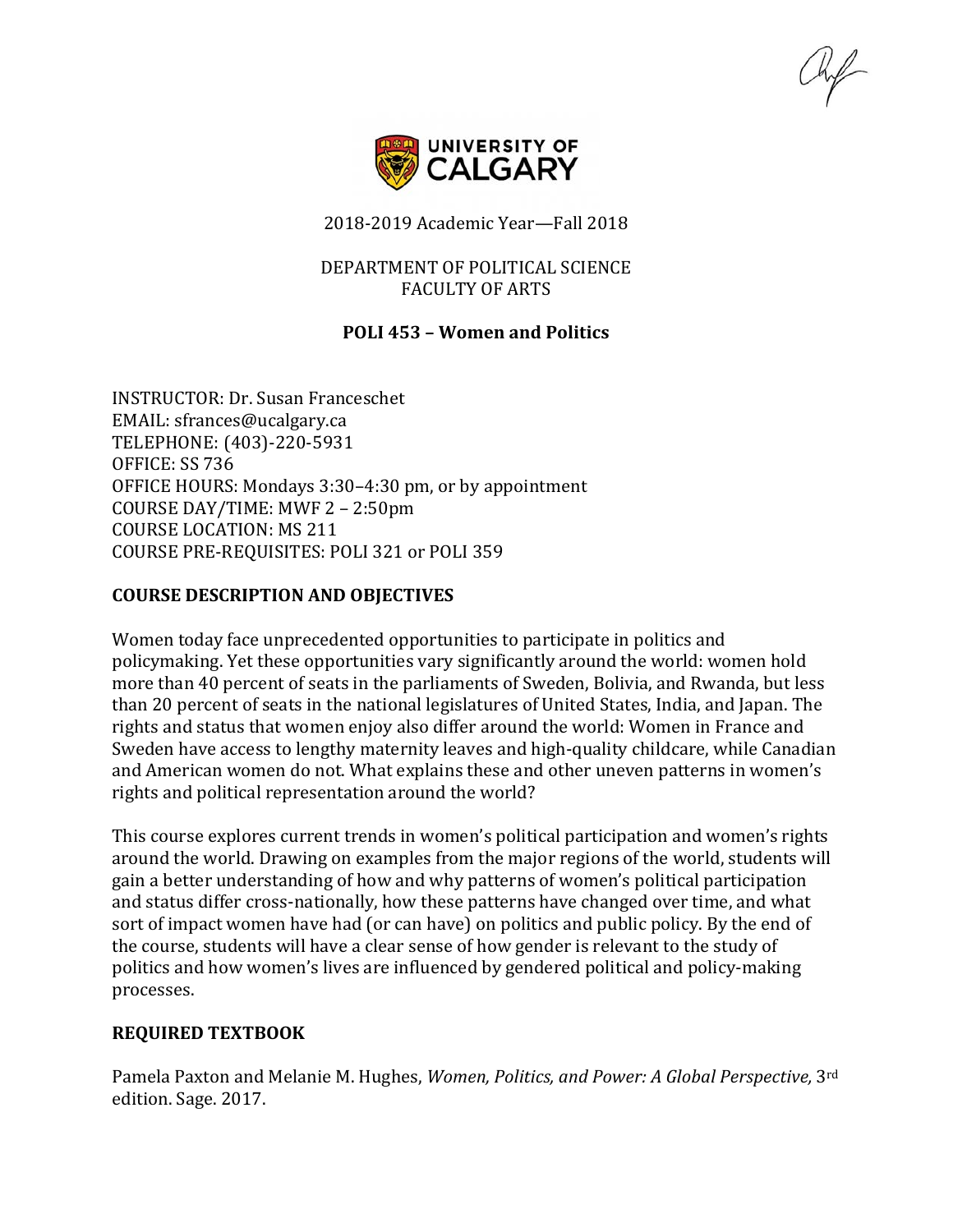2018-2019 Academic Year—Fall 2018

DEPARTMENT OF POLITICAL SCIENCE
FACULTY OF ARTS

# POLI 453 – Women and Politics

INSTRUCTOR: Dr. Susan Franceschet
EMAIL: sfrances@ucalgary.ca
TELEPHONE: (403)-220-5931
OFFICE: SS 736
OFFICE HOURS: Mondays 3:30–4:30 pm, or by appointment
COURSE DAY/TIME: MWF 2 – 2:50pm
COURSE LOCATION: MS 211
COURSE PRE-REQUISITES: POLI 321 or POLI 359

## COURSE DESCRIPTION AND OBJECTIVES

Women today face unprecedented opportunities to participate in politics and policymaking. Yet these opportunities vary significantly around the world: women hold more than 40 percent of seats in the parliaments of Sweden, Bolivia, and Rwanda, but less than 20 percent of seats in the national legislatures of United States, India, and Japan. The rights and status that women enjoy also differ around the world: Women in France and Sweden have access to lengthy maternity leaves and high-quality childcare, while Canadian and American women do not. What explains these and other uneven patterns in women's rights and political representation around the world?

This course explores current trends in women's political participation and women's rights around the world. Drawing on examples from the major regions of the world, students will gain a better understanding of how and why patterns of women's political participation and status differ cross-nationally, how these patterns have changed over time, and what sort of impact women have had (or can have) on politics and public policy. By the end of the course, students will have a clear sense of how gender is relevant to the study of politics and how women's lives are influenced by gendered political and policy-making processes.

## REQUIRED TEXTBOOK

Pamela Paxton and Melanie M. Hughes, *Women, Politics, and Power: A Global Perspective,* 3rd edition. Sage. 2017.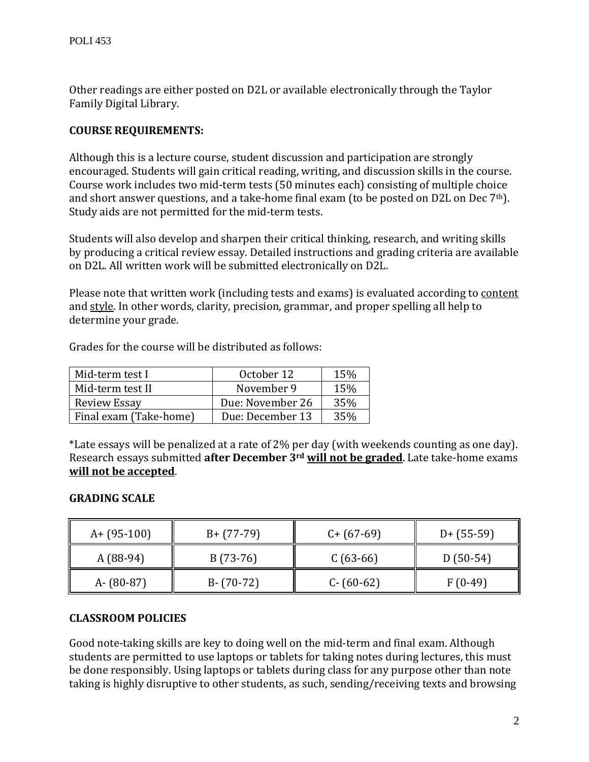Other readings are either posted on D2L or available electronically through the Taylor Family Digital Library.

**COURSE REQUIREMENTS:**

Although this is a lecture course, student discussion and participation are strongly encouraged. Students will gain critical reading, writing, and discussion skills in the course. Course work includes two mid-term tests (50 minutes each) consisting of multiple choice and short answer questions, and a take-home final exam (to be posted on D2L on Dec 7th). Study aids are not permitted for the mid-term tests.

Students will also develop and sharpen their critical thinking, research, and writing skills by producing a critical review essay. Detailed instructions and grading criteria are available on D2L. All written work will be submitted electronically on D2L.

Please note that written work (including tests and exams) is evaluated according to <u>content</u> and <u>style</u>. In other words, clarity, precision, grammar, and proper spelling all help to determine your grade.

Grades for the course will be distributed as follows:

| | | |
|---|---|---|
| Mid-term test I | October 12 | 15% |
| Mid-term test II | November 9 | 15% |
| Review Essay | Due: November 26 | 35% |
| Final exam (Take-home) | Due: December 13 | 35% |

*Late essays will be penalized at a rate of 2% per day (with weekends counting as one day). Research essays submitted **after December 3rd <u>will not be graded</u>**. Late take-home exams **<u>will not be accepted</u>**.

**GRADING SCALE**

| | | | |
|---|---|---|---|
| A+ (95-100) | B+ (77-79) | C+ (67-69) | D+ (55-59) |
| A (88-94) | B (73-76) | C (63-66) | D (50-54) |
| A- (80-87) | B- (70-72) | C- (60-62) | F (0-49) |

**CLASSROOM POLICIES**

Good note-taking skills are key to doing well on the mid-term and final exam. Although students are permitted to use laptops or tablets for taking notes during lectures, this must be done responsibly. Using laptops or tablets during class for any purpose other than note taking is highly disruptive to other students, as such, sending/receiving texts and browsing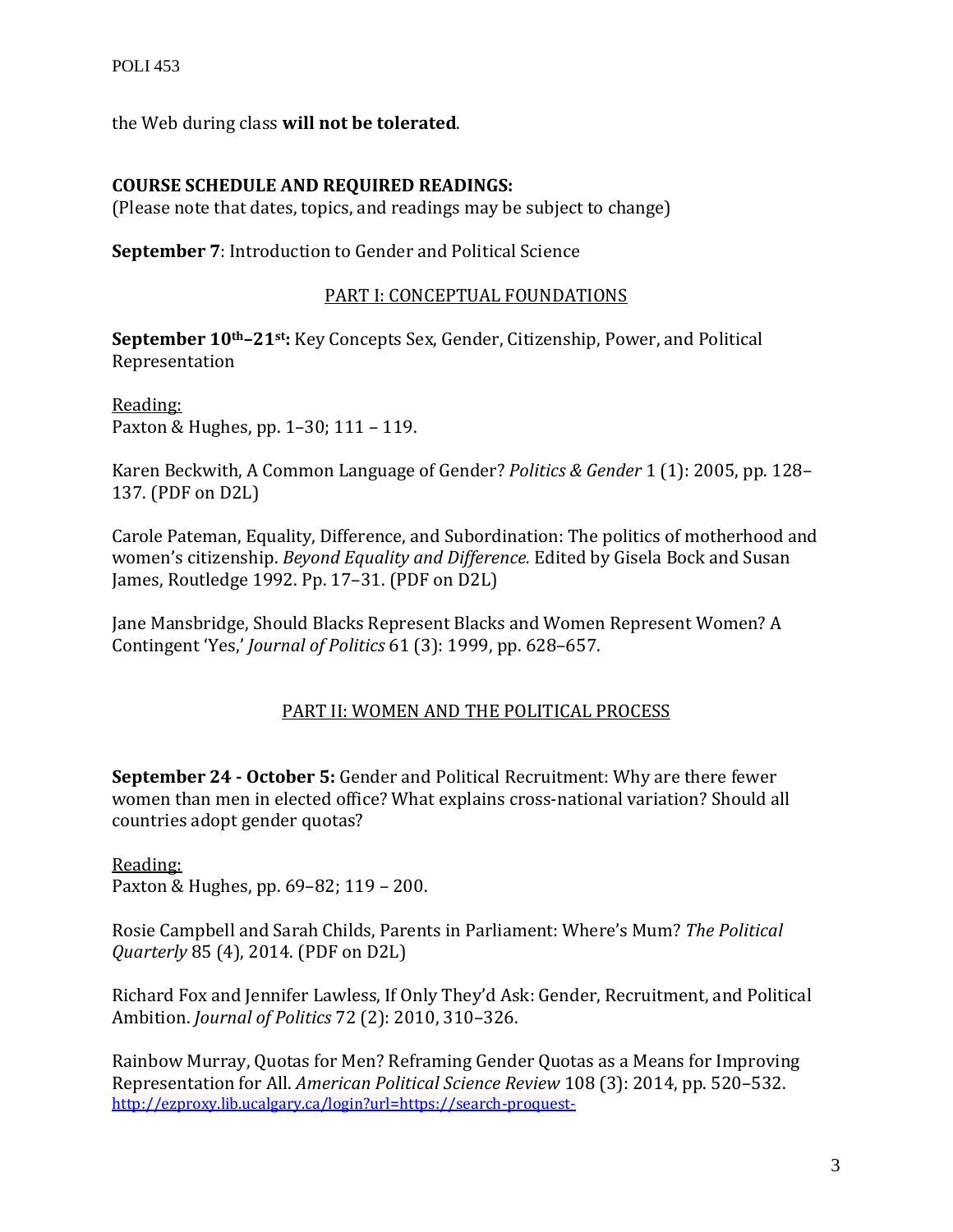the Web during class **will not be tolerated**.

**COURSE SCHEDULE AND REQUIRED READINGS:**
(Please note that dates, topics, and readings may be subject to change)

**September 7**: Introduction to Gender and Political Science

## PART I: CONCEPTUAL FOUNDATIONS

**September 10th–21st:** Key Concepts Sex, Gender, Citizenship, Power, and Political Representation

Reading:
Paxton & Hughes, pp. 1–30; 111 – 119.

Karen Beckwith, A Common Language of Gender? *Politics & Gender* 1 (1): 2005, pp. 128–137. (PDF on D2L)

Carole Pateman, Equality, Difference, and Subordination: The politics of motherhood and women's citizenship. *Beyond Equality and Difference.* Edited by Gisela Bock and Susan James, Routledge 1992. Pp. 17–31. (PDF on D2L)

Jane Mansbridge, Should Blacks Represent Blacks and Women Represent Women? A Contingent 'Yes,' *Journal of Politics* 61 (3): 1999, pp. 628–657.

## PART II: WOMEN AND THE POLITICAL PROCESS

**September 24 - October 5:** Gender and Political Recruitment: Why are there fewer women than men in elected office? What explains cross-national variation? Should all countries adopt gender quotas?

Reading:
Paxton & Hughes, pp. 69–82; 119 – 200.

Rosie Campbell and Sarah Childs, Parents in Parliament: Where's Mum? *The Political Quarterly* 85 (4), 2014. (PDF on D2L)

Richard Fox and Jennifer Lawless, If Only They'd Ask: Gender, Recruitment, and Political Ambition. *Journal of Politics* 72 (2): 2010, 310–326.

Rainbow Murray, Quotas for Men? Reframing Gender Quotas as a Means for Improving Representation for All. *American Political Science Review* 108 (3): 2014, pp. 520–532.
http://ezproxy.lib.ucalgary.ca/login?url=https://search-proquest-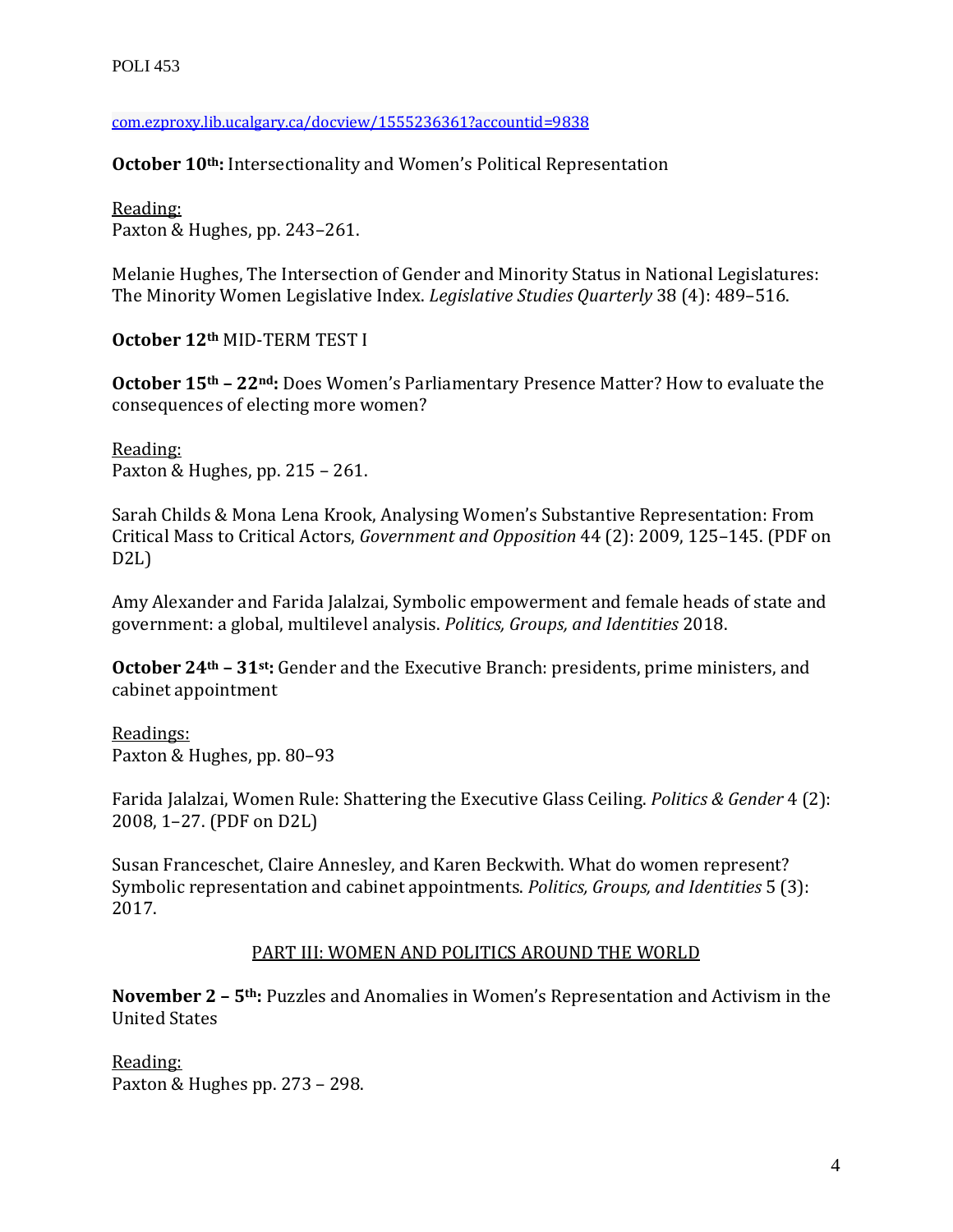com.ezproxy.lib.ucalgary.ca/docview/1555236361?accountid=9838

**October 10th:** Intersectionality and Women's Political Representation

Reading:
Paxton & Hughes, pp. 243–261.

Melanie Hughes, The Intersection of Gender and Minority Status in National Legislatures: The Minority Women Legislative Index. *Legislative Studies Quarterly* 38 (4): 489–516.

**October 12th** MID-TERM TEST I

**October 15th – 22nd:** Does Women's Parliamentary Presence Matter? How to evaluate the consequences of electing more women?

Reading:
Paxton & Hughes, pp. 215 – 261.

Sarah Childs & Mona Lena Krook, Analysing Women's Substantive Representation: From Critical Mass to Critical Actors, *Government and Opposition* 44 (2): 2009, 125–145. (PDF on D2L)

Amy Alexander and Farida Jalalzai, Symbolic empowerment and female heads of state and government: a global, multilevel analysis. *Politics, Groups, and Identities* 2018.

**October 24th – 31st:** Gender and the Executive Branch: presidents, prime ministers, and cabinet appointment

Readings:
Paxton & Hughes, pp. 80–93

Farida Jalalzai, Women Rule: Shattering the Executive Glass Ceiling. *Politics & Gender* 4 (2): 2008, 1–27. (PDF on D2L)

Susan Franceschet, Claire Annesley, and Karen Beckwith. What do women represent? Symbolic representation and cabinet appointments. *Politics, Groups, and Identities* 5 (3): 2017.

## PART III: WOMEN AND POLITICS AROUND THE WORLD

**November 2 – 5th:** Puzzles and Anomalies in Women's Representation and Activism in the United States

Reading:
Paxton & Hughes pp. 273 – 298.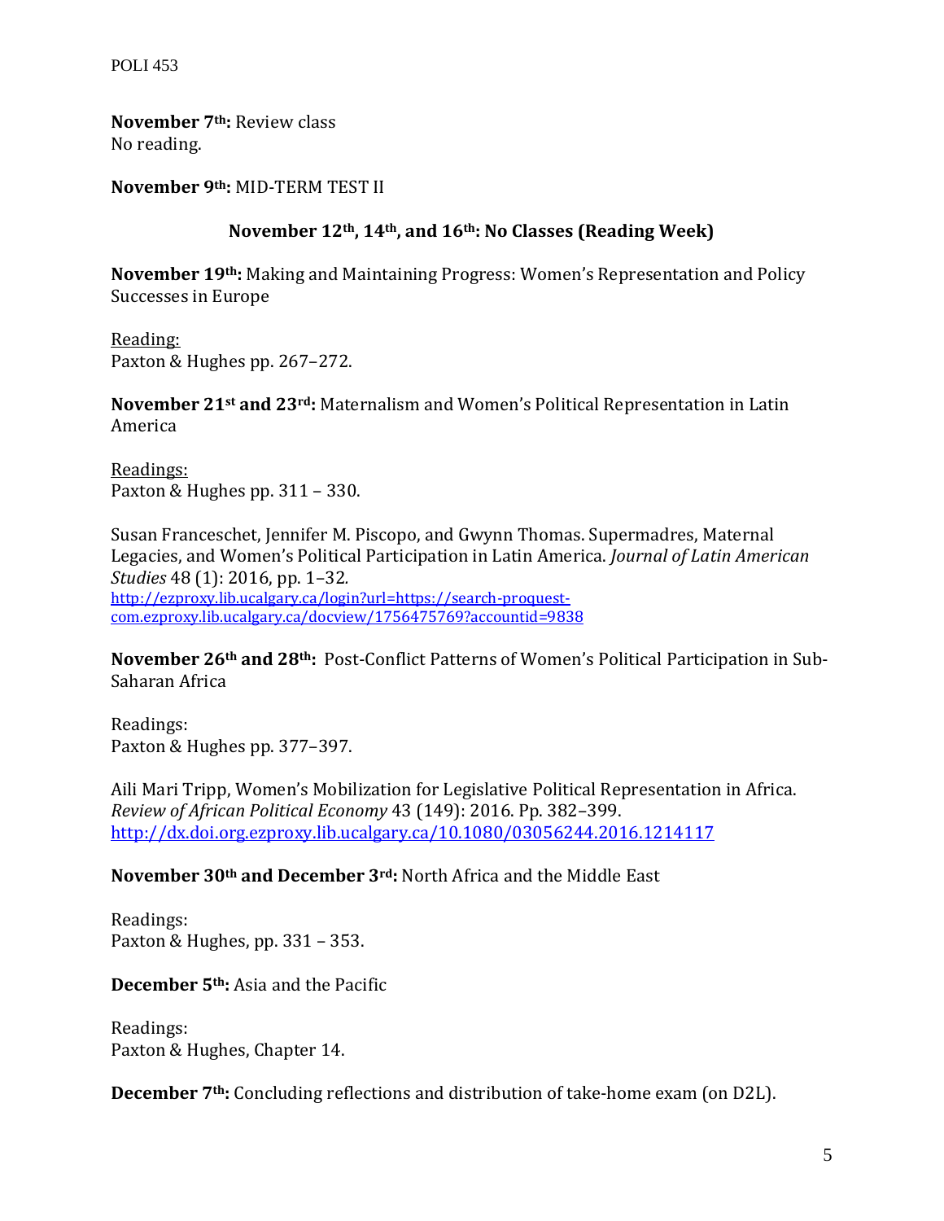**November 7th:** Review class
No reading.

**November 9th:** MID-TERM TEST II

**November 12th, 14th, and 16th: No Classes (Reading Week)**

**November 19th:** Making and Maintaining Progress: Women's Representation and Policy Successes in Europe

Reading:
Paxton & Hughes pp. 267–272.

**November 21st and 23rd:** Maternalism and Women's Political Representation in Latin America

Readings:
Paxton & Hughes pp. 311 – 330.

Susan Franceschet, Jennifer M. Piscopo, and Gwynn Thomas. Supermadres, Maternal Legacies, and Women's Political Participation in Latin America. *Journal of Latin American Studies* 48 (1): 2016, pp. 1–32.
http://ezproxy.lib.ucalgary.ca/login?url=https://search-proquest-com.ezproxy.lib.ucalgary.ca/docview/1756475769?accountid=9838

**November 26th and 28th:** Post-Conflict Patterns of Women's Political Participation in Sub-Saharan Africa

Readings:
Paxton & Hughes pp. 377–397.

Aili Mari Tripp, Women's Mobilization for Legislative Political Representation in Africa. *Review of African Political Economy* 43 (149): 2016. Pp. 382–399.
http://dx.doi.org.ezproxy.lib.ucalgary.ca/10.1080/03056244.2016.1214117

**November 30th and December 3rd:** North Africa and the Middle East

Readings:
Paxton & Hughes, pp. 331 – 353.

**December 5th:** Asia and the Pacific

Readings:
Paxton & Hughes, Chapter 14.

**December 7th:** Concluding reflections and distribution of take-home exam (on D2L).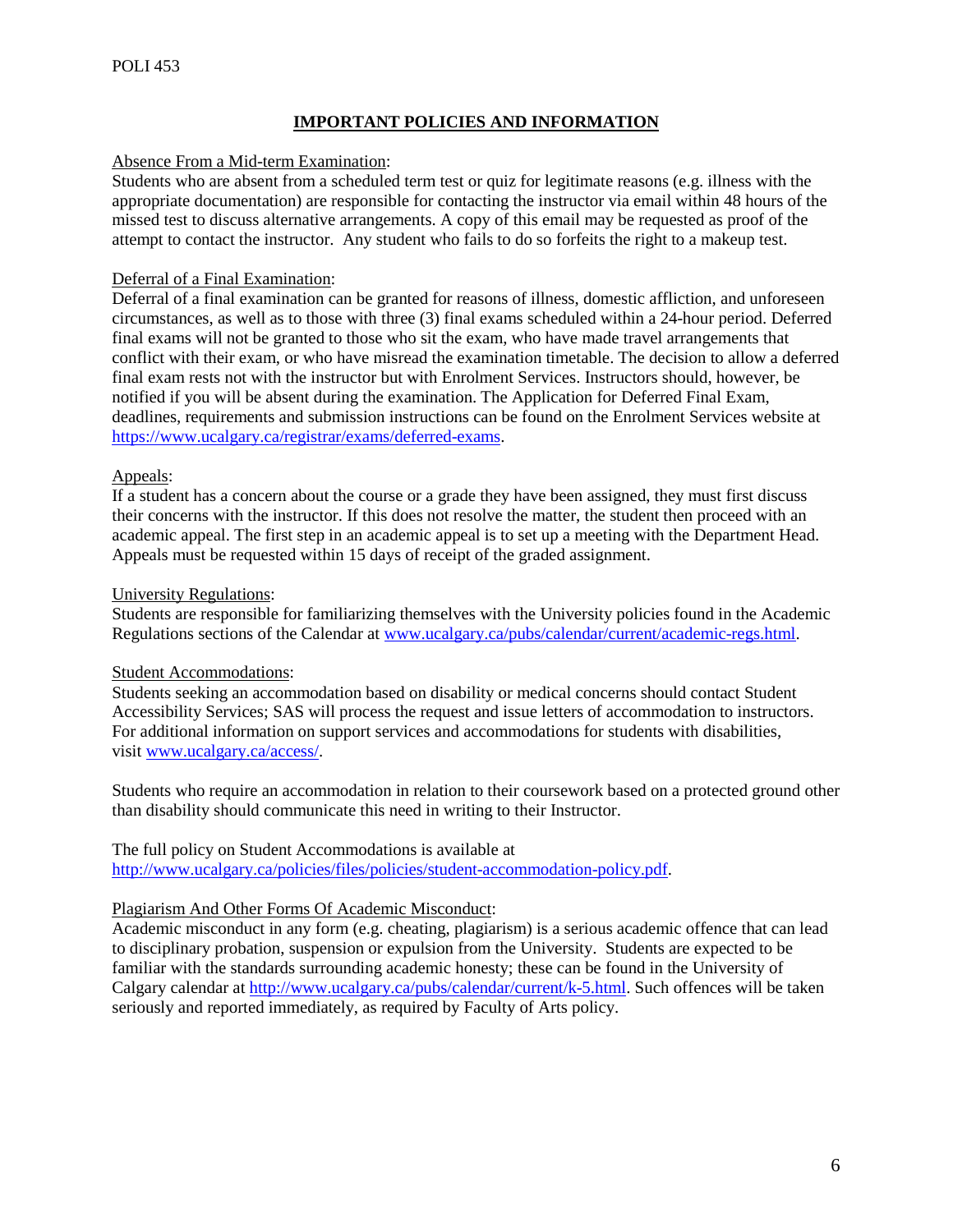## IMPORTANT POLICIES AND INFORMATION

Absence From a Mid-term Examination:
Students who are absent from a scheduled term test or quiz for legitimate reasons (e.g. illness with the appropriate documentation) are responsible for contacting the instructor via email within 48 hours of the missed test to discuss alternative arrangements. A copy of this email may be requested as proof of the attempt to contact the instructor. Any student who fails to do so forfeits the right to a makeup test.

Deferral of a Final Examination:
Deferral of a final examination can be granted for reasons of illness, domestic affliction, and unforeseen circumstances, as well as to those with three (3) final exams scheduled within a 24-hour period. Deferred final exams will not be granted to those who sit the exam, who have made travel arrangements that conflict with their exam, or who have misread the examination timetable. The decision to allow a deferred final exam rests not with the instructor but with Enrolment Services. Instructors should, however, be notified if you will be absent during the examination. The Application for Deferred Final Exam, deadlines, requirements and submission instructions can be found on the Enrolment Services website at https://www.ucalgary.ca/registrar/exams/deferred-exams.

Appeals:
If a student has a concern about the course or a grade they have been assigned, they must first discuss their concerns with the instructor. If this does not resolve the matter, the student then proceed with an academic appeal. The first step in an academic appeal is to set up a meeting with the Department Head. Appeals must be requested within 15 days of receipt of the graded assignment.

University Regulations:
Students are responsible for familiarizing themselves with the University policies found in the Academic Regulations sections of the Calendar at www.ucalgary.ca/pubs/calendar/current/academic-regs.html.

Student Accommodations:
Students seeking an accommodation based on disability or medical concerns should contact Student Accessibility Services; SAS will process the request and issue letters of accommodation to instructors. For additional information on support services and accommodations for students with disabilities, visit www.ucalgary.ca/access/.

Students who require an accommodation in relation to their coursework based on a protected ground other than disability should communicate this need in writing to their Instructor.

The full policy on Student Accommodations is available at http://www.ucalgary.ca/policies/files/policies/student-accommodation-policy.pdf.

Plagiarism And Other Forms Of Academic Misconduct:
Academic misconduct in any form (e.g. cheating, plagiarism) is a serious academic offence that can lead to disciplinary probation, suspension or expulsion from the University. Students are expected to be familiar with the standards surrounding academic honesty; these can be found in the University of Calgary calendar at http://www.ucalgary.ca/pubs/calendar/current/k-5.html. Such offences will be taken seriously and reported immediately, as required by Faculty of Arts policy.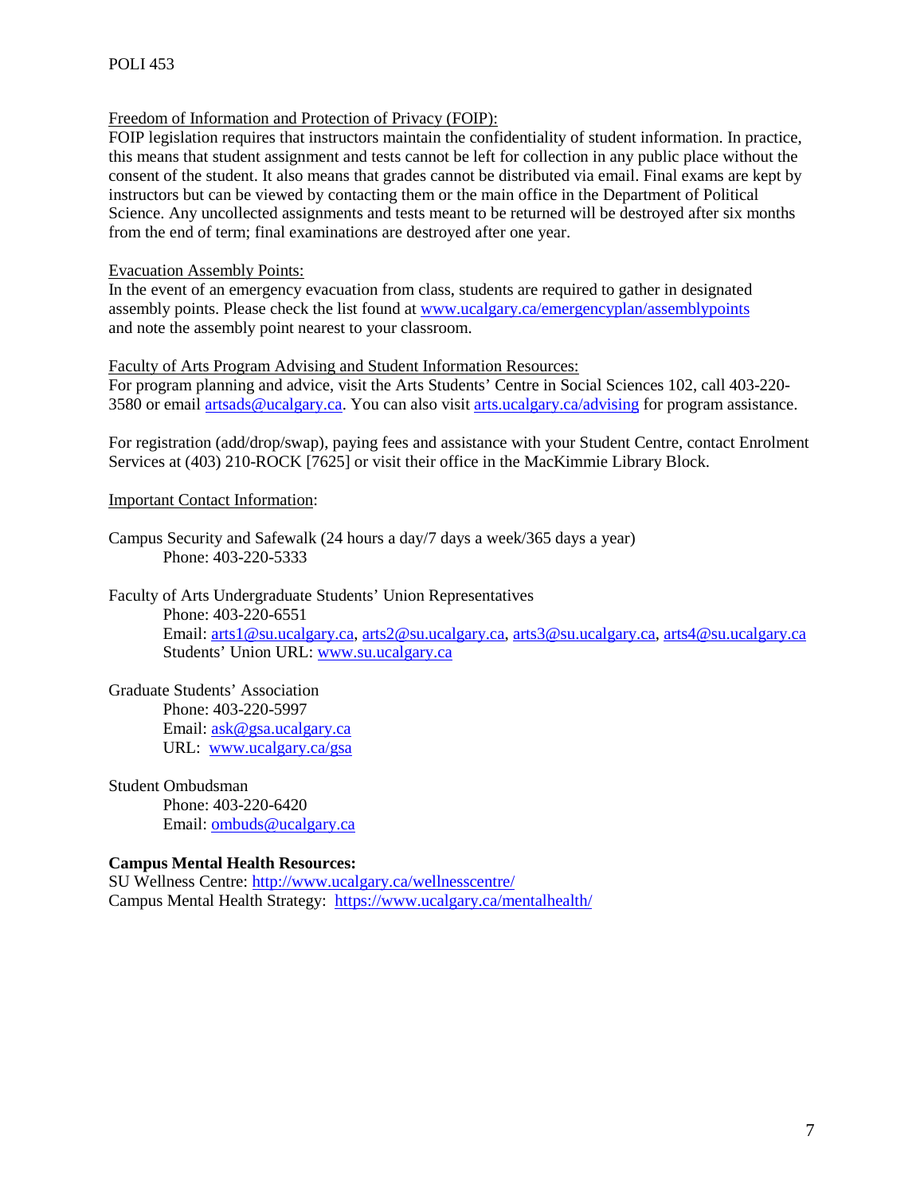Freedom of Information and Protection of Privacy (FOIP):
FOIP legislation requires that instructors maintain the confidentiality of student information. In practice, this means that student assignment and tests cannot be left for collection in any public place without the consent of the student. It also means that grades cannot be distributed via email. Final exams are kept by instructors but can be viewed by contacting them or the main office in the Department of Political Science. Any uncollected assignments and tests meant to be returned will be destroyed after six months from the end of term; final examinations are destroyed after one year.

Evacuation Assembly Points:
In the event of an emergency evacuation from class, students are required to gather in designated assembly points. Please check the list found at www.ucalgary.ca/emergencyplan/assemblypoints and note the assembly point nearest to your classroom.

Faculty of Arts Program Advising and Student Information Resources:
For program planning and advice, visit the Arts Students' Centre in Social Sciences 102, call 403-220-3580 or email artsads@ucalgary.ca. You can also visit arts.ucalgary.ca/advising for program assistance.

For registration (add/drop/swap), paying fees and assistance with your Student Centre, contact Enrolment Services at (403) 210-ROCK [7625] or visit their office in the MacKimmie Library Block.

Important Contact Information:

Campus Security and Safewalk (24 hours a day/7 days a week/365 days a year)
Phone: 403-220-5333

Faculty of Arts Undergraduate Students' Union Representatives
Phone: 403-220-6551
Email: arts1@su.ucalgary.ca, arts2@su.ucalgary.ca, arts3@su.ucalgary.ca, arts4@su.ucalgary.ca
Students' Union URL: www.su.ucalgary.ca

Graduate Students' Association
Phone: 403-220-5997
Email: ask@gsa.ucalgary.ca
URL: www.ucalgary.ca/gsa

Student Ombudsman
Phone: 403-220-6420
Email: ombuds@ucalgary.ca

**Campus Mental Health Resources:**
SU Wellness Centre: http://www.ucalgary.ca/wellnesscentre/
Campus Mental Health Strategy: https://www.ucalgary.ca/mentalhealth/